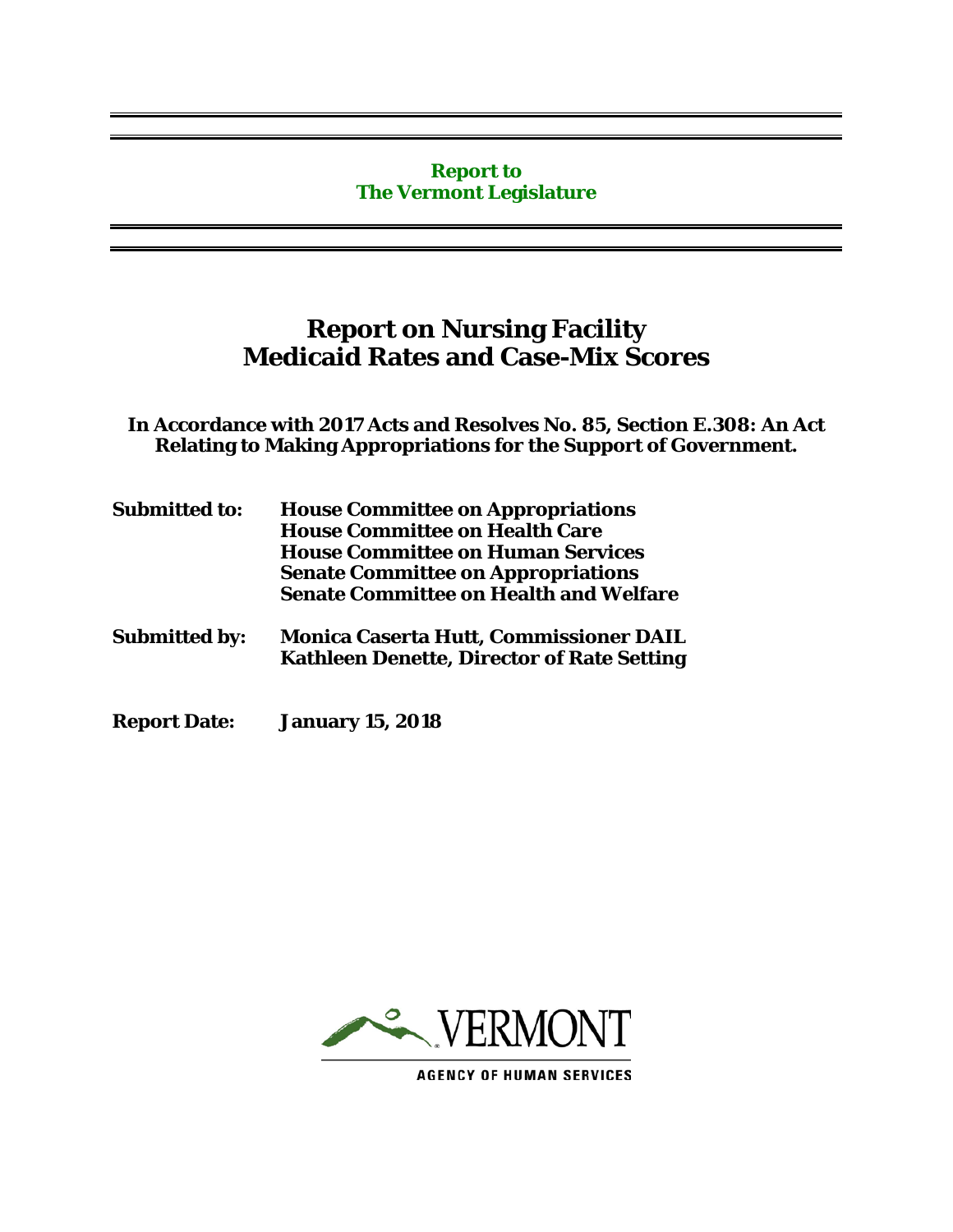**Report to**
**The Vermont Legislature**

# Report on Nursing Facility Medicaid Rates and Case-Mix Scores

**In Accordance with 2017 Acts and Resolves No. 85, Section E.308: An Act Relating to Making Appropriations for the Support of Government.**

**Submitted to:** **House Committee on Appropriations**
**House Committee on Health Care**
**House Committee on Human Services**
**Senate Committee on Appropriations**
**Senate Committee on Health and Welfare**

**Submitted by:** **Monica Caserta Hutt, Commissioner DAIL**
**Kathleen Denette, Director of Rate Setting**

**Report Date:** **January 15, 2018**

VERMONT

AGENCY OF HUMAN SERVICES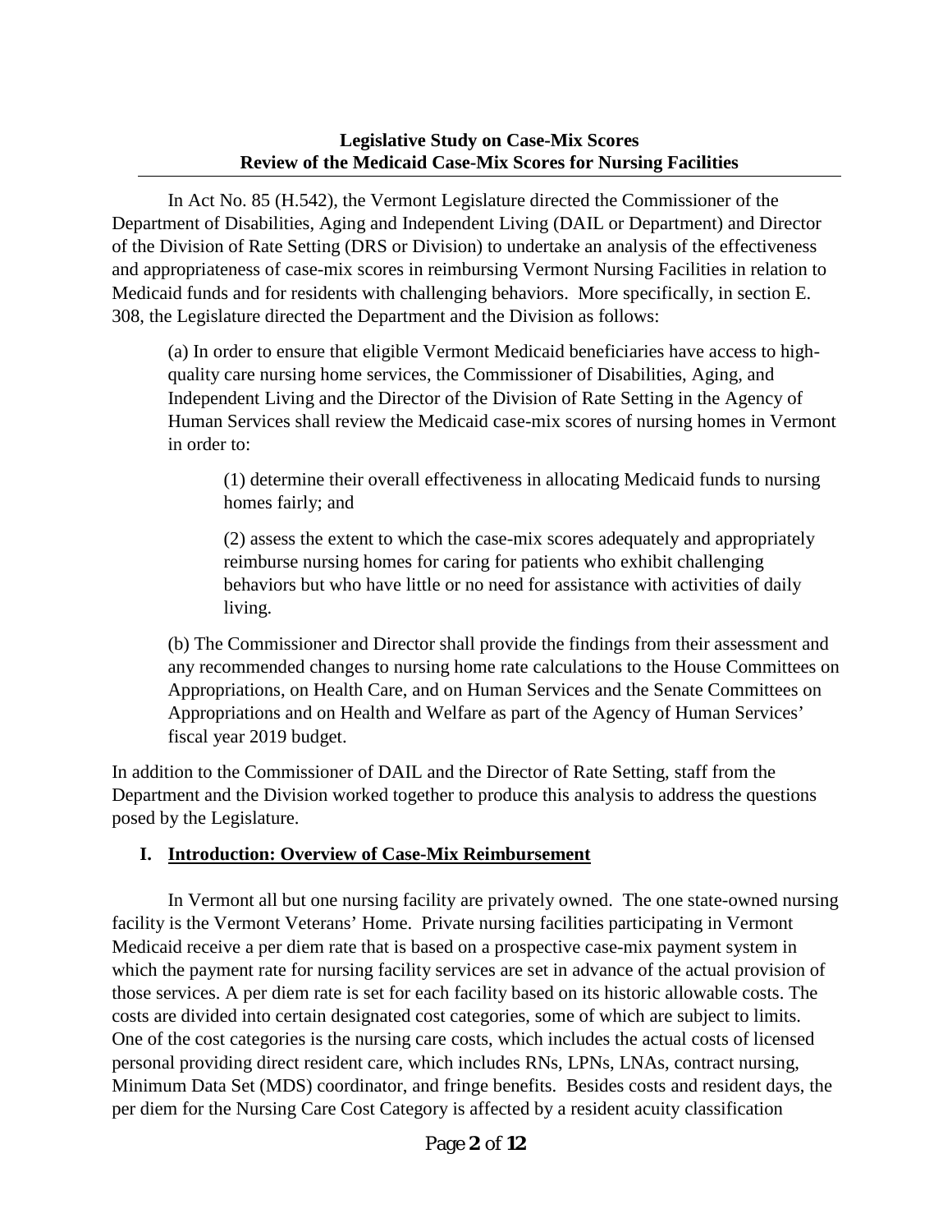**Legislative Study on Case-Mix Scores**
**Review of the Medicaid Case-Mix Scores for Nursing Facilities**

In Act No. 85 (H.542), the Vermont Legislature directed the Commissioner of the Department of Disabilities, Aging and Independent Living (DAIL or Department) and Director of the Division of Rate Setting (DRS or Division) to undertake an analysis of the effectiveness and appropriateness of case-mix scores in reimbursing Vermont Nursing Facilities in relation to Medicaid funds and for residents with challenging behaviors. More specifically, in section E. 308, the Legislature directed the Department and the Division as follows:

> (a) In order to ensure that eligible Vermont Medicaid beneficiaries have access to high-quality care nursing home services, the Commissioner of Disabilities, Aging, and Independent Living and the Director of the Division of Rate Setting in the Agency of Human Services shall review the Medicaid case-mix scores of nursing homes in Vermont in order to:
>
> > (1) determine their overall effectiveness in allocating Medicaid funds to nursing homes fairly; and
> >
> > (2) assess the extent to which the case-mix scores adequately and appropriately reimburse nursing homes for caring for patients who exhibit challenging behaviors but who have little or no need for assistance with activities of daily living.
>
> (b) The Commissioner and Director shall provide the findings from their assessment and any recommended changes to nursing home rate calculations to the House Committees on Appropriations, on Health Care, and on Human Services and the Senate Committees on Appropriations and on Health and Welfare as part of the Agency of Human Services' fiscal year 2019 budget.

In addition to the Commissioner of DAIL and the Director of Rate Setting, staff from the Department and the Division worked together to produce this analysis to address the questions posed by the Legislature.

## I. Introduction: Overview of Case-Mix Reimbursement

In Vermont all but one nursing facility are privately owned. The one state-owned nursing facility is the Vermont Veterans' Home. Private nursing facilities participating in Vermont Medicaid receive a per diem rate that is based on a prospective case-mix payment system in which the payment rate for nursing facility services are set in advance of the actual provision of those services. A per diem rate is set for each facility based on its historic allowable costs. The costs are divided into certain designated cost categories, some of which are subject to limits. One of the cost categories is the nursing care costs, which includes the actual costs of licensed personal providing direct resident care, which includes RNs, LPNs, LNAs, contract nursing, Minimum Data Set (MDS) coordinator, and fringe benefits. Besides costs and resident days, the per diem for the Nursing Care Cost Category is affected by a resident acuity classification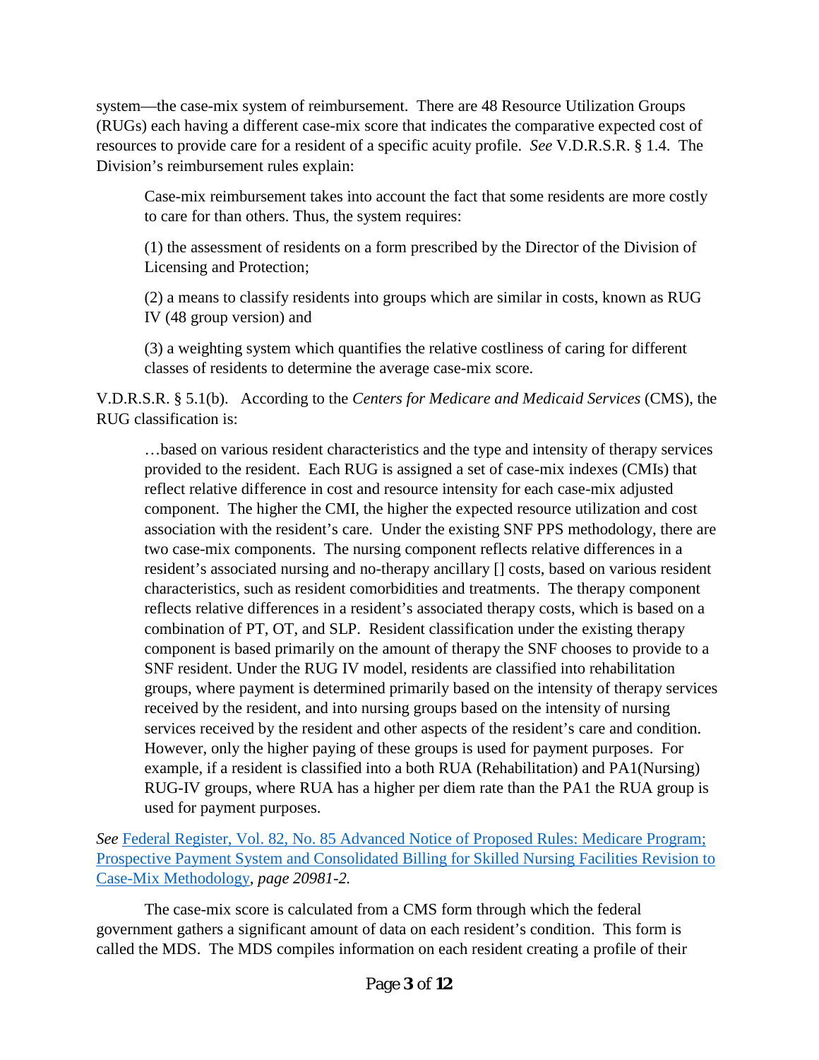system—the case-mix system of reimbursement. There are 48 Resource Utilization Groups (RUGs) each having a different case-mix score that indicates the comparative expected cost of resources to provide care for a resident of a specific acuity profile. *See* V.D.R.S.R. § 1.4. The Division's reimbursement rules explain:

> Case-mix reimbursement takes into account the fact that some residents are more costly to care for than others. Thus, the system requires:
>
> (1) the assessment of residents on a form prescribed by the Director of the Division of Licensing and Protection;
>
> (2) a means to classify residents into groups which are similar in costs, known as RUG IV (48 group version) and
>
> (3) a weighting system which quantifies the relative costliness of caring for different classes of residents to determine the average case-mix score.

V.D.R.S.R. § 5.1(b). According to the *Centers for Medicare and Medicaid Services* (CMS), the RUG classification is:

> …based on various resident characteristics and the type and intensity of therapy services provided to the resident. Each RUG is assigned a set of case-mix indexes (CMIs) that reflect relative difference in cost and resource intensity for each case-mix adjusted component. The higher the CMI, the higher the expected resource utilization and cost association with the resident's care. Under the existing SNF PPS methodology, there are two case-mix components. The nursing component reflects relative differences in a resident's associated nursing and no-therapy ancillary [] costs, based on various resident characteristics, such as resident comorbidities and treatments. The therapy component reflects relative differences in a resident's associated therapy costs, which is based on a combination of PT, OT, and SLP. Resident classification under the existing therapy component is based primarily on the amount of therapy the SNF chooses to provide to a SNF resident. Under the RUG IV model, residents are classified into rehabilitation groups, where payment is determined primarily based on the intensity of therapy services received by the resident, and into nursing groups based on the intensity of nursing services received by the resident and other aspects of the resident's care and condition. However, only the higher paying of these groups is used for payment purposes. For example, if a resident is classified into a both RUA (Rehabilitation) and PA1(Nursing) RUG-IV groups, where RUA has a higher per diem rate than the PA1 the RUA group is used for payment purposes.

*See* Federal Register, Vol. 82, No. 85 Advanced Notice of Proposed Rules: Medicare Program; Prospective Payment System and Consolidated Billing for Skilled Nursing Facilities Revision to Case-Mix Methodology, *page 20981-2.*

The case-mix score is calculated from a CMS form through which the federal government gathers a significant amount of data on each resident's condition. This form is called the MDS. The MDS compiles information on each resident creating a profile of their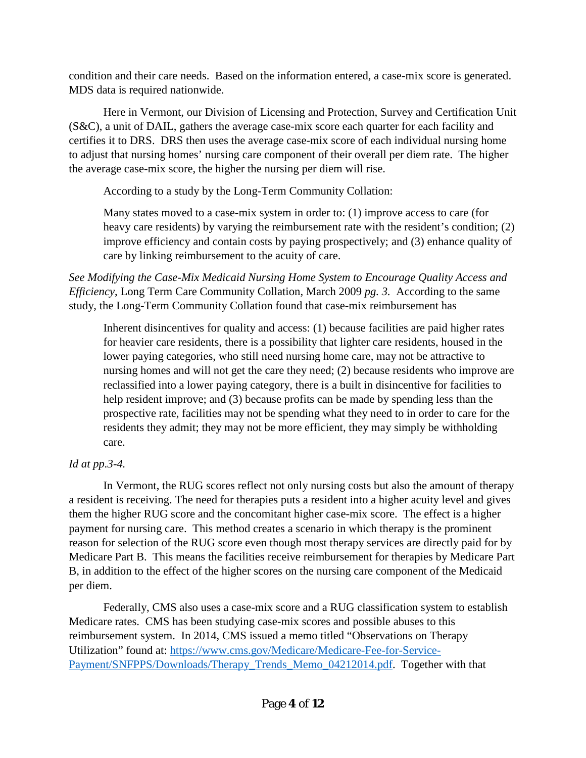condition and their care needs. Based on the information entered, a case-mix score is generated. MDS data is required nationwide.

Here in Vermont, our Division of Licensing and Protection, Survey and Certification Unit (S&C), a unit of DAIL, gathers the average case-mix score each quarter for each facility and certifies it to DRS. DRS then uses the average case-mix score of each individual nursing home to adjust that nursing homes' nursing care component of their overall per diem rate. The higher the average case-mix score, the higher the nursing per diem will rise.

According to a study by the Long-Term Community Collation:

> Many states moved to a case-mix system in order to: (1) improve access to care (for heavy care residents) by varying the reimbursement rate with the resident's condition; (2) improve efficiency and contain costs by paying prospectively; and (3) enhance quality of care by linking reimbursement to the acuity of care.

*See Modifying the Case-Mix Medicaid Nursing Home System to Encourage Quality Access and Efficiency*, Long Term Care Community Collation, March 2009 *pg. 3*. According to the same study, the Long-Term Community Collation found that case-mix reimbursement has

> Inherent disincentives for quality and access: (1) because facilities are paid higher rates for heavier care residents, there is a possibility that lighter care residents, housed in the lower paying categories, who still need nursing home care, may not be attractive to nursing homes and will not get the care they need; (2) because residents who improve are reclassified into a lower paying category, there is a built in disincentive for facilities to help resident improve; and (3) because profits can be made by spending less than the prospective rate, facilities may not be spending what they need to in order to care for the residents they admit; they may not be more efficient, they may simply be withholding care.

*Id at pp.3-4.*

In Vermont, the RUG scores reflect not only nursing costs but also the amount of therapy a resident is receiving. The need for therapies puts a resident into a higher acuity level and gives them the higher RUG score and the concomitant higher case-mix score. The effect is a higher payment for nursing care. This method creates a scenario in which therapy is the prominent reason for selection of the RUG score even though most therapy services are directly paid for by Medicare Part B. This means the facilities receive reimbursement for therapies by Medicare Part B, in addition to the effect of the higher scores on the nursing care component of the Medicaid per diem.

Federally, CMS also uses a case-mix score and a RUG classification system to establish Medicare rates. CMS has been studying case-mix scores and possible abuses to this reimbursement system. In 2014, CMS issued a memo titled "Observations on Therapy Utilization" found at: [https://www.cms.gov/Medicare/Medicare-Fee-for-Service-Payment/SNFPPS/Downloads/Therapy_Trends_Memo_04212014.pdf](https://www.cms.gov/Medicare/Medicare-Fee-for-Service-Payment/SNFPPS/Downloads/Therapy_Trends_Memo_04212014.pdf). Together with that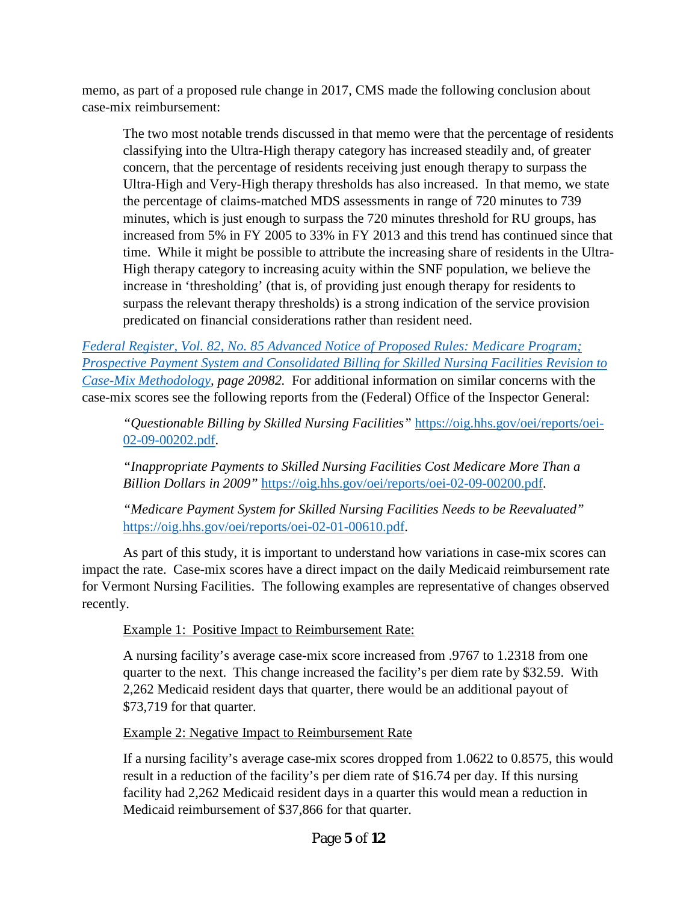memo, as part of a proposed rule change in 2017, CMS made the following conclusion about case-mix reimbursement:

> The two most notable trends discussed in that memo were that the percentage of residents classifying into the Ultra-High therapy category has increased steadily and, of greater concern, that the percentage of residents receiving just enough therapy to surpass the Ultra-High and Very-High therapy thresholds has also increased. In that memo, we state the percentage of claims-matched MDS assessments in range of 720 minutes to 739 minutes, which is just enough to surpass the 720 minutes threshold for RU groups, has increased from 5% in FY 2005 to 33% in FY 2013 and this trend has continued since that time. While it might be possible to attribute the increasing share of residents in the Ultra-High therapy category to increasing acuity within the SNF population, we believe the increase in 'thresholding' (that is, of providing just enough therapy for residents to surpass the relevant therapy thresholds) is a strong indication of the service provision predicated on financial considerations rather than resident need.

*Federal Register, Vol. 82, No. 85 Advanced Notice of Proposed Rules: Medicare Program; Prospective Payment System and Consolidated Billing for Skilled Nursing Facilities Revision to Case-Mix Methodology, page 20982.* For additional information on similar concerns with the case-mix scores see the following reports from the (Federal) Office of the Inspector General:

> *"Questionable Billing by Skilled Nursing Facilities"* https://oig.hhs.gov/oei/reports/oei-02-09-00202.pdf.
>
> *"Inappropriate Payments to Skilled Nursing Facilities Cost Medicare More Than a Billion Dollars in 2009"* https://oig.hhs.gov/oei/reports/oei-02-09-00200.pdf.
>
> *"Medicare Payment System for Skilled Nursing Facilities Needs to be Reevaluated"* https://oig.hhs.gov/oei/reports/oei-02-01-00610.pdf.

As part of this study, it is important to understand how variations in case-mix scores can impact the rate. Case-mix scores have a direct impact on the daily Medicaid reimbursement rate for Vermont Nursing Facilities. The following examples are representative of changes observed recently.

> Example 1: Positive Impact to Reimbursement Rate:
>
> A nursing facility's average case-mix score increased from .9767 to 1.2318 from one quarter to the next. This change increased the facility's per diem rate by $32.59. With 2,262 Medicaid resident days that quarter, there would be an additional payout of $73,719 for that quarter.
>
> Example 2: Negative Impact to Reimbursement Rate
>
> If a nursing facility's average case-mix scores dropped from 1.0622 to 0.8575, this would result in a reduction of the facility's per diem rate of $16.74 per day. If this nursing facility had 2,262 Medicaid resident days in a quarter this would mean a reduction in Medicaid reimbursement of $37,866 for that quarter.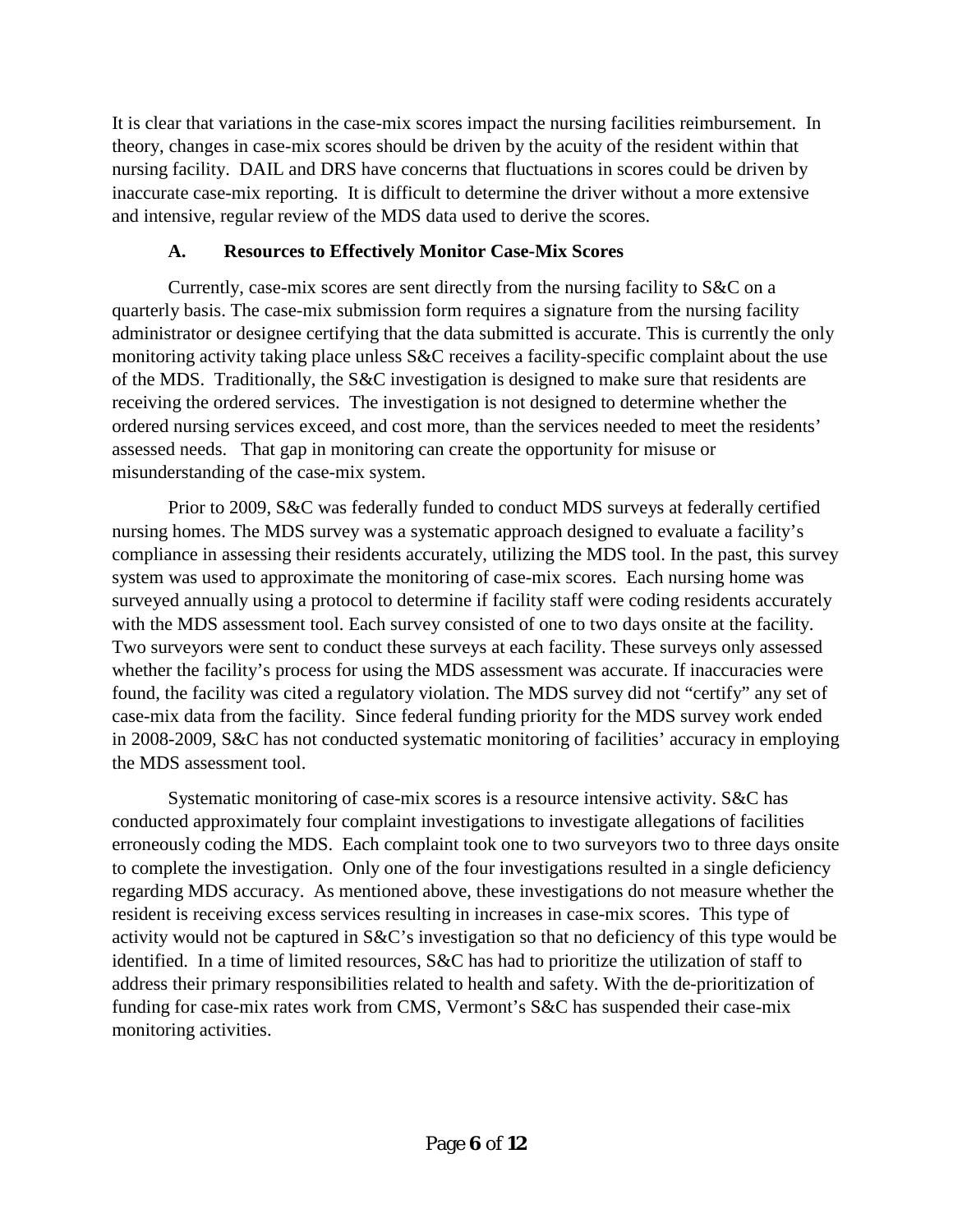It is clear that variations in the case-mix scores impact the nursing facilities reimbursement. In theory, changes in case-mix scores should be driven by the acuity of the resident within that nursing facility. DAIL and DRS have concerns that fluctuations in scores could be driven by inaccurate case-mix reporting. It is difficult to determine the driver without a more extensive and intensive, regular review of the MDS data used to derive the scores.

### A. Resources to Effectively Monitor Case-Mix Scores

Currently, case-mix scores are sent directly from the nursing facility to S&C on a quarterly basis. The case-mix submission form requires a signature from the nursing facility administrator or designee certifying that the data submitted is accurate. This is currently the only monitoring activity taking place unless S&C receives a facility-specific complaint about the use of the MDS. Traditionally, the S&C investigation is designed to make sure that residents are receiving the ordered services. The investigation is not designed to determine whether the ordered nursing services exceed, and cost more, than the services needed to meet the residents' assessed needs. That gap in monitoring can create the opportunity for misuse or misunderstanding of the case-mix system.

Prior to 2009, S&C was federally funded to conduct MDS surveys at federally certified nursing homes. The MDS survey was a systematic approach designed to evaluate a facility's compliance in assessing their residents accurately, utilizing the MDS tool. In the past, this survey system was used to approximate the monitoring of case-mix scores. Each nursing home was surveyed annually using a protocol to determine if facility staff were coding residents accurately with the MDS assessment tool. Each survey consisted of one to two days onsite at the facility. Two surveyors were sent to conduct these surveys at each facility. These surveys only assessed whether the facility's process for using the MDS assessment was accurate. If inaccuracies were found, the facility was cited a regulatory violation. The MDS survey did not "certify" any set of case-mix data from the facility. Since federal funding priority for the MDS survey work ended in 2008-2009, S&C has not conducted systematic monitoring of facilities' accuracy in employing the MDS assessment tool.

Systematic monitoring of case-mix scores is a resource intensive activity. S&C has conducted approximately four complaint investigations to investigate allegations of facilities erroneously coding the MDS. Each complaint took one to two surveyors two to three days onsite to complete the investigation. Only one of the four investigations resulted in a single deficiency regarding MDS accuracy. As mentioned above, these investigations do not measure whether the resident is receiving excess services resulting in increases in case-mix scores. This type of activity would not be captured in S&C's investigation so that no deficiency of this type would be identified. In a time of limited resources, S&C has had to prioritize the utilization of staff to address their primary responsibilities related to health and safety. With the de-prioritization of funding for case-mix rates work from CMS, Vermont's S&C has suspended their case-mix monitoring activities.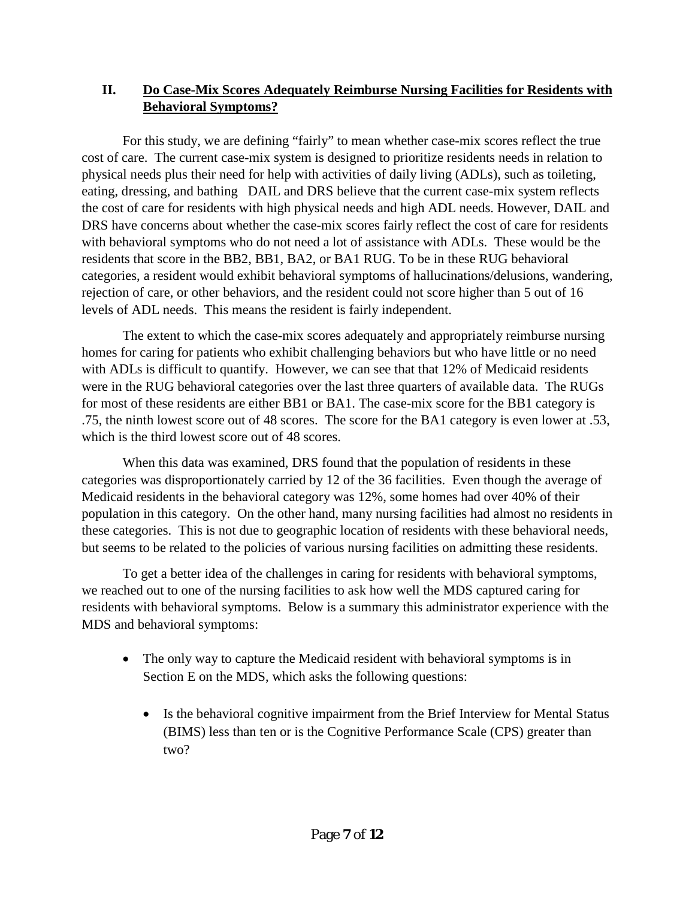## II. Do Case-Mix Scores Adequately Reimburse Nursing Facilities for Residents with Behavioral Symptoms?

For this study, we are defining "fairly" to mean whether case-mix scores reflect the true cost of care. The current case-mix system is designed to prioritize residents needs in relation to physical needs plus their need for help with activities of daily living (ADLs), such as toileting, eating, dressing, and bathing DAIL and DRS believe that the current case-mix system reflects the cost of care for residents with high physical needs and high ADL needs. However, DAIL and DRS have concerns about whether the case-mix scores fairly reflect the cost of care for residents with behavioral symptoms who do not need a lot of assistance with ADLs. These would be the residents that score in the BB2, BB1, BA2, or BA1 RUG. To be in these RUG behavioral categories, a resident would exhibit behavioral symptoms of hallucinations/delusions, wandering, rejection of care, or other behaviors, and the resident could not score higher than 5 out of 16 levels of ADL needs. This means the resident is fairly independent.

The extent to which the case-mix scores adequately and appropriately reimburse nursing homes for caring for patients who exhibit challenging behaviors but who have little or no need with ADLs is difficult to quantify. However, we can see that that 12% of Medicaid residents were in the RUG behavioral categories over the last three quarters of available data. The RUGs for most of these residents are either BB1 or BA1. The case-mix score for the BB1 category is .75, the ninth lowest score out of 48 scores. The score for the BA1 category is even lower at .53, which is the third lowest score out of 48 scores.

When this data was examined, DRS found that the population of residents in these categories was disproportionately carried by 12 of the 36 facilities. Even though the average of Medicaid residents in the behavioral category was 12%, some homes had over 40% of their population in this category. On the other hand, many nursing facilities had almost no residents in these categories. This is not due to geographic location of residents with these behavioral needs, but seems to be related to the policies of various nursing facilities on admitting these residents.

To get a better idea of the challenges in caring for residents with behavioral symptoms, we reached out to one of the nursing facilities to ask how well the MDS captured caring for residents with behavioral symptoms. Below is a summary this administrator experience with the MDS and behavioral symptoms:

- The only way to capture the Medicaid resident with behavioral symptoms is in Section E on the MDS, which asks the following questions:
  - Is the behavioral cognitive impairment from the Brief Interview for Mental Status (BIMS) less than ten or is the Cognitive Performance Scale (CPS) greater than two?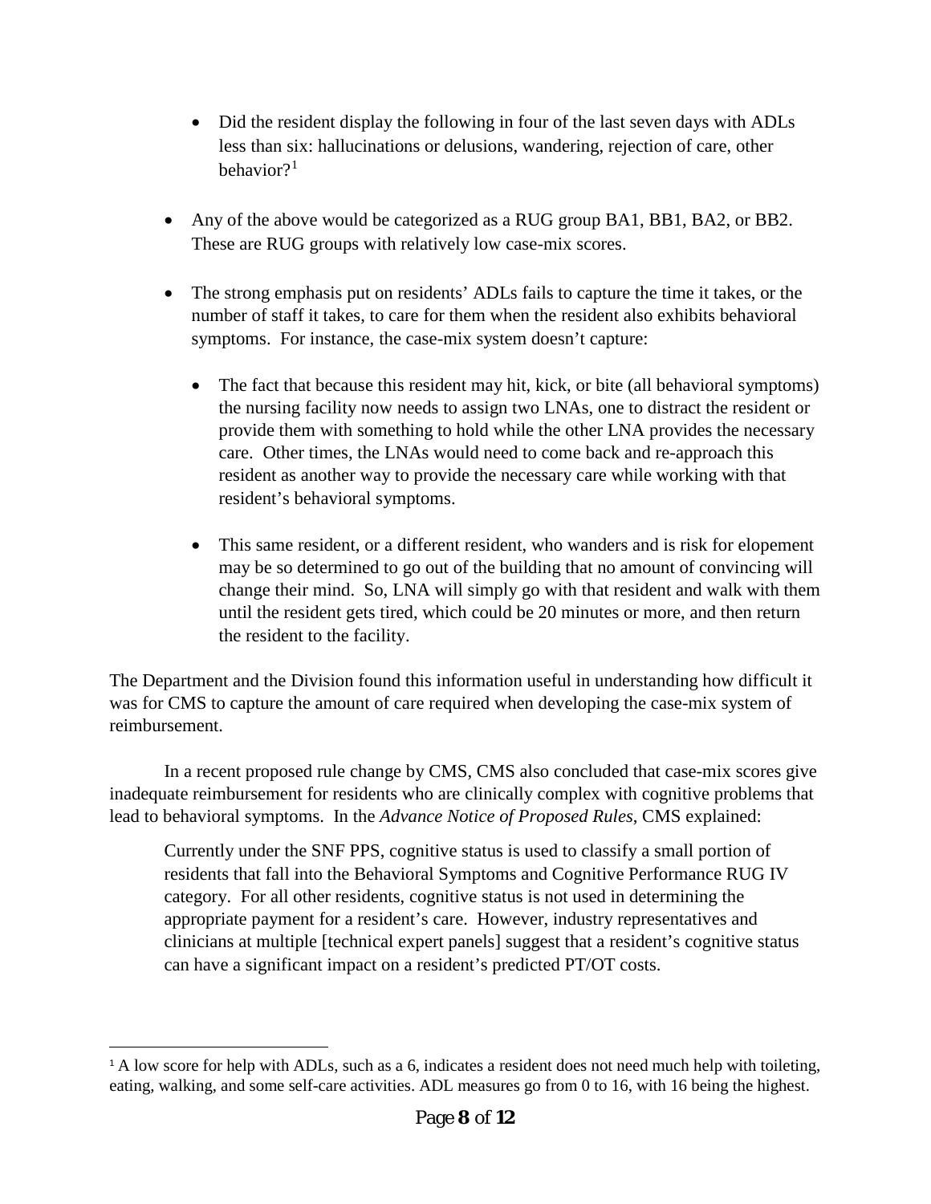- Did the resident display the following in four of the last seven days with ADLs less than six: hallucinations or delusions, wandering, rejection of care, other behavior?[1]

- Any of the above would be categorized as a RUG group BA1, BB1, BA2, or BB2. These are RUG groups with relatively low case-mix scores.

- The strong emphasis put on residents' ADLs fails to capture the time it takes, or the number of staff it takes, to care for them when the resident also exhibits behavioral symptoms. For instance, the case-mix system doesn't capture:

  - The fact that because this resident may hit, kick, or bite (all behavioral symptoms) the nursing facility now needs to assign two LNAs, one to distract the resident or provide them with something to hold while the other LNA provides the necessary care. Other times, the LNAs would need to come back and re-approach this resident as another way to provide the necessary care while working with that resident's behavioral symptoms.

  - This same resident, or a different resident, who wanders and is risk for elopement may be so determined to go out of the building that no amount of convincing will change their mind. So, LNA will simply go with that resident and walk with them until the resident gets tired, which could be 20 minutes or more, and then return the resident to the facility.

The Department and the Division found this information useful in understanding how difficult it was for CMS to capture the amount of care required when developing the case-mix system of reimbursement.

In a recent proposed rule change by CMS, CMS also concluded that case-mix scores give inadequate reimbursement for residents who are clinically complex with cognitive problems that lead to behavioral symptoms. In the *Advance Notice of Proposed Rules*, CMS explained:

> Currently under the SNF PPS, cognitive status is used to classify a small portion of residents that fall into the Behavioral Symptoms and Cognitive Performance RUG IV category. For all other residents, cognitive status is not used in determining the appropriate payment for a resident's care. However, industry representatives and clinicians at multiple [technical expert panels] suggest that a resident's cognitive status can have a significant impact on a resident's predicted PT/OT costs.

---

[1] A low score for help with ADLs, such as a 6, indicates a resident does not need much help with toileting, eating, walking, and some self-care activities. ADL measures go from 0 to 16, with 16 being the highest.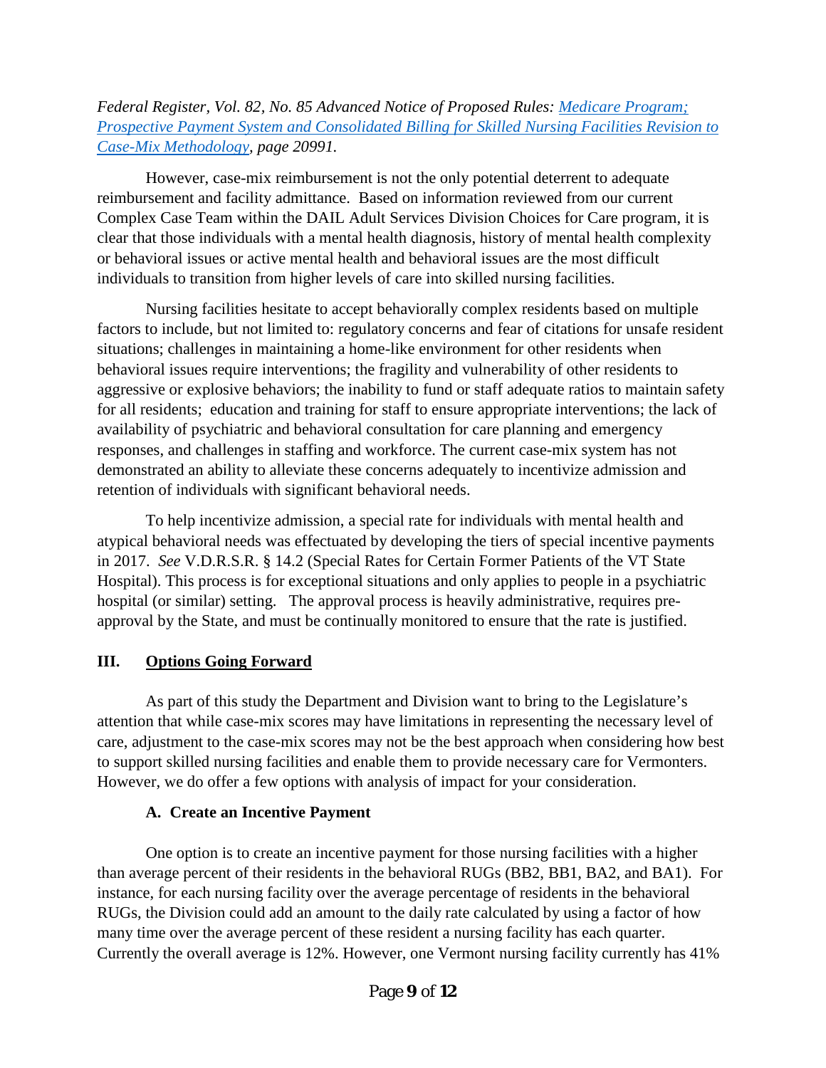*Federal Register, Vol. 82, No. 85 Advanced Notice of Proposed Rules: [Medicare Program; Prospective Payment System and Consolidated Billing for Skilled Nursing Facilities Revision to Case-Mix Methodology](), page 20991.*

However, case-mix reimbursement is not the only potential deterrent to adequate reimbursement and facility admittance. Based on information reviewed from our current Complex Case Team within the DAIL Adult Services Division Choices for Care program, it is clear that those individuals with a mental health diagnosis, history of mental health complexity or behavioral issues or active mental health and behavioral issues are the most difficult individuals to transition from higher levels of care into skilled nursing facilities.

Nursing facilities hesitate to accept behaviorally complex residents based on multiple factors to include, but not limited to: regulatory concerns and fear of citations for unsafe resident situations; challenges in maintaining a home-like environment for other residents when behavioral issues require interventions; the fragility and vulnerability of other residents to aggressive or explosive behaviors; the inability to fund or staff adequate ratios to maintain safety for all residents; education and training for staff to ensure appropriate interventions; the lack of availability of psychiatric and behavioral consultation for care planning and emergency responses, and challenges in staffing and workforce. The current case-mix system has not demonstrated an ability to alleviate these concerns adequately to incentivize admission and retention of individuals with significant behavioral needs.

To help incentivize admission, a special rate for individuals with mental health and atypical behavioral needs was effectuated by developing the tiers of special incentive payments in 2017. *See* V.D.R.S.R. § 14.2 (Special Rates for Certain Former Patients of the VT State Hospital). This process is for exceptional situations and only applies to people in a psychiatric hospital (or similar) setting. The approval process is heavily administrative, requires pre-approval by the State, and must be continually monitored to ensure that the rate is justified.

## III. Options Going Forward

As part of this study the Department and Division want to bring to the Legislature's attention that while case-mix scores may have limitations in representing the necessary level of care, adjustment to the case-mix scores may not be the best approach when considering how best to support skilled nursing facilities and enable them to provide necessary care for Vermonters. However, we do offer a few options with analysis of impact for your consideration.

### A. Create an Incentive Payment

One option is to create an incentive payment for those nursing facilities with a higher than average percent of their residents in the behavioral RUGs (BB2, BB1, BA2, and BA1). For instance, for each nursing facility over the average percentage of residents in the behavioral RUGs, the Division could add an amount to the daily rate calculated by using a factor of how many time over the average percent of these resident a nursing facility has each quarter. Currently the overall average is 12%. However, one Vermont nursing facility currently has 41%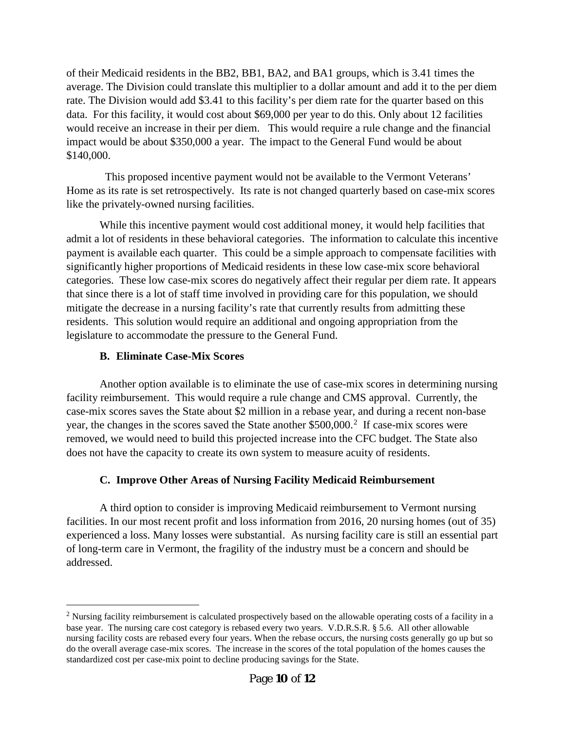of their Medicaid residents in the BB2, BB1, BA2, and BA1 groups, which is 3.41 times the average. The Division could translate this multiplier to a dollar amount and add it to the per diem rate. The Division would add \$3.41 to this facility's per diem rate for the quarter based on this data. For this facility, it would cost about \$69,000 per year to do this. Only about 12 facilities would receive an increase in their per diem. This would require a rule change and the financial impact would be about \$350,000 a year. The impact to the General Fund would be about \$140,000.

This proposed incentive payment would not be available to the Vermont Veterans' Home as its rate is set retrospectively. Its rate is not changed quarterly based on case-mix scores like the privately-owned nursing facilities.

While this incentive payment would cost additional money, it would help facilities that admit a lot of residents in these behavioral categories. The information to calculate this incentive payment is available each quarter. This could be a simple approach to compensate facilities with significantly higher proportions of Medicaid residents in these low case-mix score behavioral categories. These low case-mix scores do negatively affect their regular per diem rate. It appears that since there is a lot of staff time involved in providing care for this population, we should mitigate the decrease in a nursing facility's rate that currently results from admitting these residents. This solution would require an additional and ongoing appropriation from the legislature to accommodate the pressure to the General Fund.

### B. Eliminate Case-Mix Scores

Another option available is to eliminate the use of case-mix scores in determining nursing facility reimbursement. This would require a rule change and CMS approval. Currently, the case-mix scores saves the State about \$2 million in a rebase year, and during a recent non-base year, the changes in the scores saved the State another \$500,000.[2] If case-mix scores were removed, we would need to build this projected increase into the CFC budget. The State also does not have the capacity to create its own system to measure acuity of residents.

### C. Improve Other Areas of Nursing Facility Medicaid Reimbursement

A third option to consider is improving Medicaid reimbursement to Vermont nursing facilities. In our most recent profit and loss information from 2016, 20 nursing homes (out of 35) experienced a loss. Many losses were substantial. As nursing facility care is still an essential part of long-term care in Vermont, the fragility of the industry must be a concern and should be addressed.

---

[2] Nursing facility reimbursement is calculated prospectively based on the allowable operating costs of a facility in a base year. The nursing care cost category is rebased every two years. V.D.R.S.R. § 5.6. All other allowable nursing facility costs are rebased every four years. When the rebase occurs, the nursing costs generally go up but so do the overall average case-mix scores. The increase in the scores of the total population of the homes causes the standardized cost per case-mix point to decline producing savings for the State.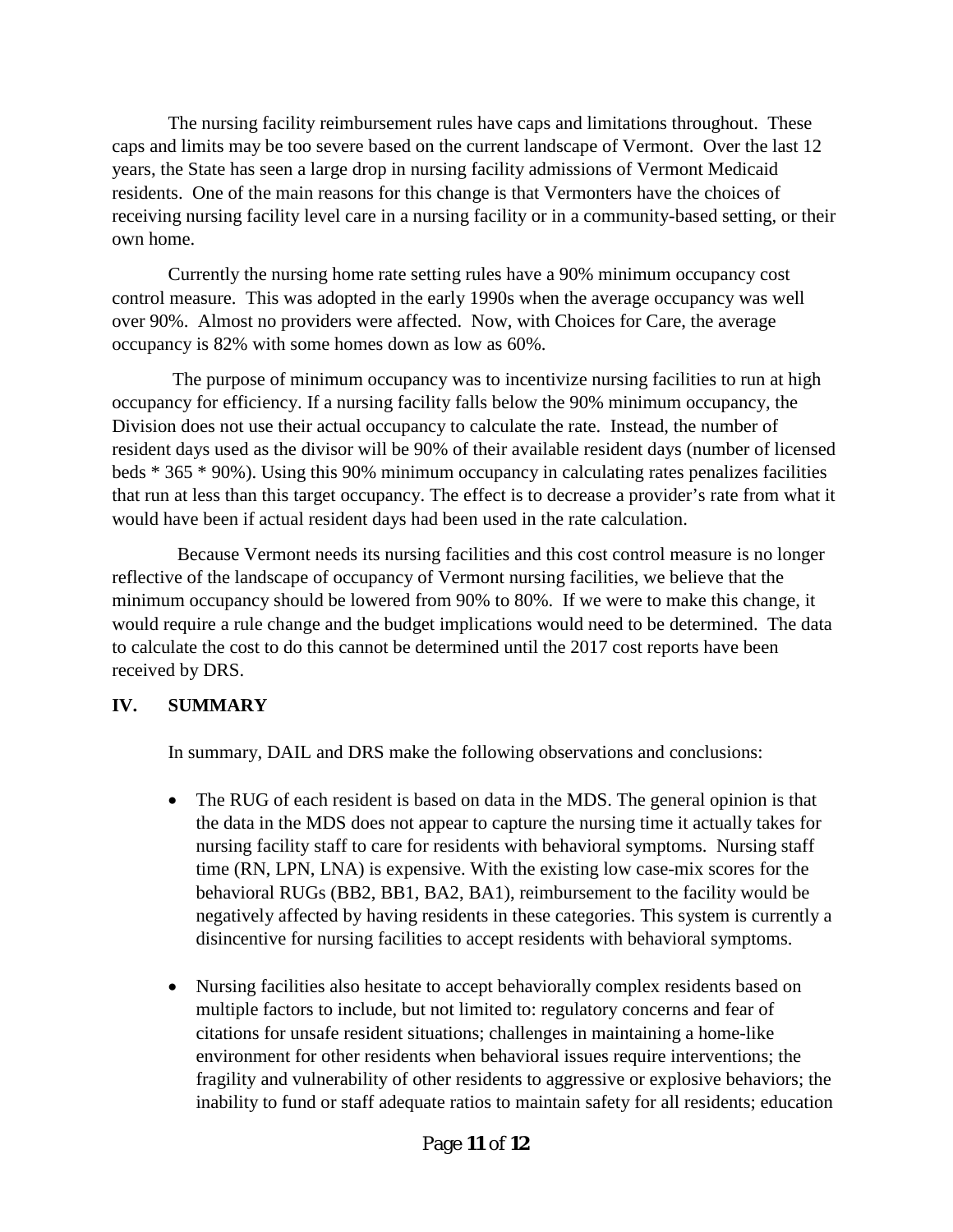The nursing facility reimbursement rules have caps and limitations throughout. These caps and limits may be too severe based on the current landscape of Vermont. Over the last 12 years, the State has seen a large drop in nursing facility admissions of Vermont Medicaid residents. One of the main reasons for this change is that Vermonters have the choices of receiving nursing facility level care in a nursing facility or in a community-based setting, or their own home.

Currently the nursing home rate setting rules have a 90% minimum occupancy cost control measure. This was adopted in the early 1990s when the average occupancy was well over 90%. Almost no providers were affected. Now, with Choices for Care, the average occupancy is 82% with some homes down as low as 60%.

The purpose of minimum occupancy was to incentivize nursing facilities to run at high occupancy for efficiency. If a nursing facility falls below the 90% minimum occupancy, the Division does not use their actual occupancy to calculate the rate. Instead, the number of resident days used as the divisor will be 90% of their available resident days (number of licensed beds * 365 * 90%). Using this 90% minimum occupancy in calculating rates penalizes facilities that run at less than this target occupancy. The effect is to decrease a provider's rate from what it would have been if actual resident days had been used in the rate calculation.

Because Vermont needs its nursing facilities and this cost control measure is no longer reflective of the landscape of occupancy of Vermont nursing facilities, we believe that the minimum occupancy should be lowered from 90% to 80%. If we were to make this change, it would require a rule change and the budget implications would need to be determined. The data to calculate the cost to do this cannot be determined until the 2017 cost reports have been received by DRS.

## IV. SUMMARY

In summary, DAIL and DRS make the following observations and conclusions:

- The RUG of each resident is based on data in the MDS. The general opinion is that the data in the MDS does not appear to capture the nursing time it actually takes for nursing facility staff to care for residents with behavioral symptoms. Nursing staff time (RN, LPN, LNA) is expensive. With the existing low case-mix scores for the behavioral RUGs (BB2, BB1, BA2, BA1), reimbursement to the facility would be negatively affected by having residents in these categories. This system is currently a disincentive for nursing facilities to accept residents with behavioral symptoms.
- Nursing facilities also hesitate to accept behaviorally complex residents based on multiple factors to include, but not limited to: regulatory concerns and fear of citations for unsafe resident situations; challenges in maintaining a home-like environment for other residents when behavioral issues require interventions; the fragility and vulnerability of other residents to aggressive or explosive behaviors; the inability to fund or staff adequate ratios to maintain safety for all residents; education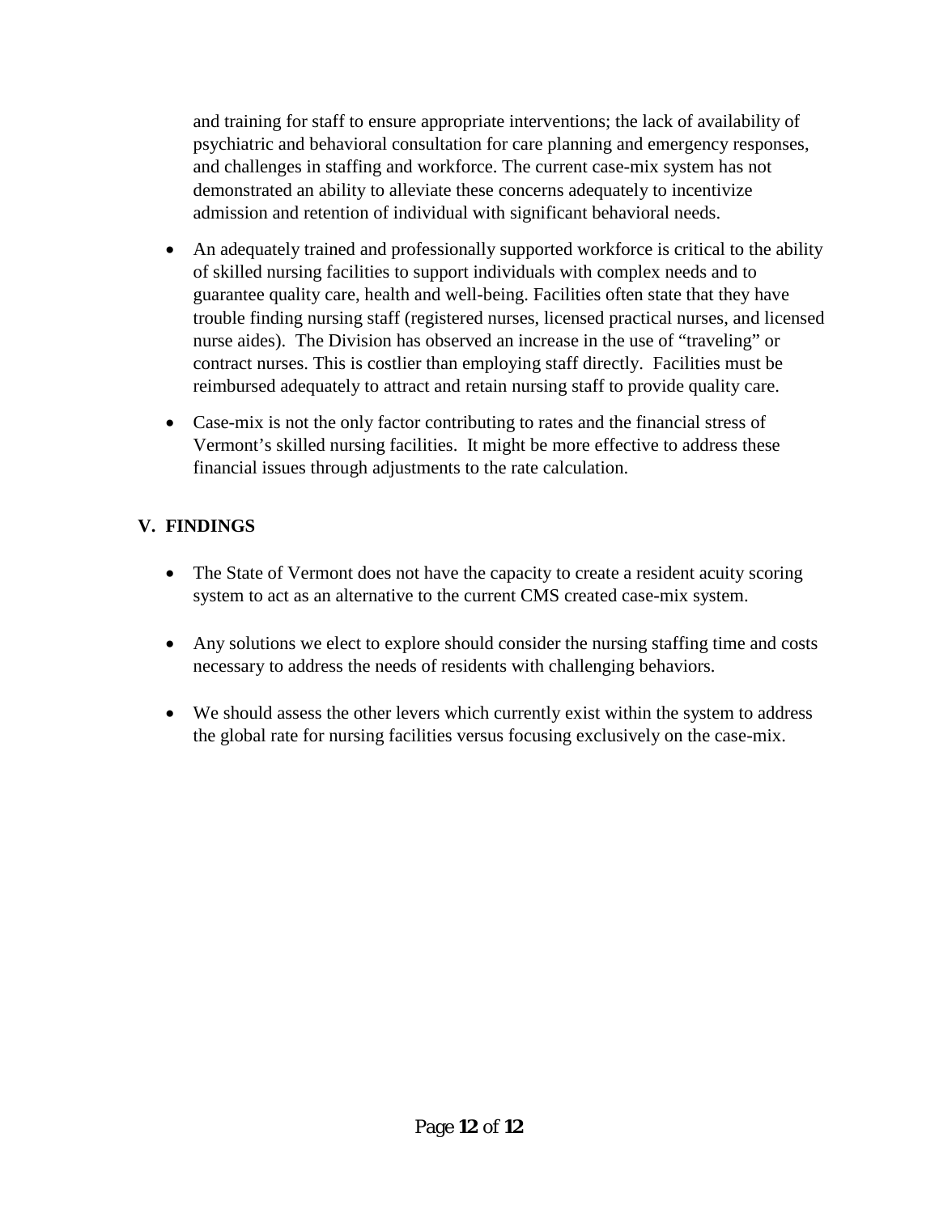and training for staff to ensure appropriate interventions; the lack of availability of psychiatric and behavioral consultation for care planning and emergency responses, and challenges in staffing and workforce. The current case-mix system has not demonstrated an ability to alleviate these concerns adequately to incentivize admission and retention of individual with significant behavioral needs.

- An adequately trained and professionally supported workforce is critical to the ability of skilled nursing facilities to support individuals with complex needs and to guarantee quality care, health and well-being. Facilities often state that they have trouble finding nursing staff (registered nurses, licensed practical nurses, and licensed nurse aides). The Division has observed an increase in the use of "traveling" or contract nurses. This is costlier than employing staff directly. Facilities must be reimbursed adequately to attract and retain nursing staff to provide quality care.

- Case-mix is not the only factor contributing to rates and the financial stress of Vermont's skilled nursing facilities. It might be more effective to address these financial issues through adjustments to the rate calculation.

## V. FINDINGS

- The State of Vermont does not have the capacity to create a resident acuity scoring system to act as an alternative to the current CMS created case-mix system.

- Any solutions we elect to explore should consider the nursing staffing time and costs necessary to address the needs of residents with challenging behaviors.

- We should assess the other levers which currently exist within the system to address the global rate for nursing facilities versus focusing exclusively on the case-mix.